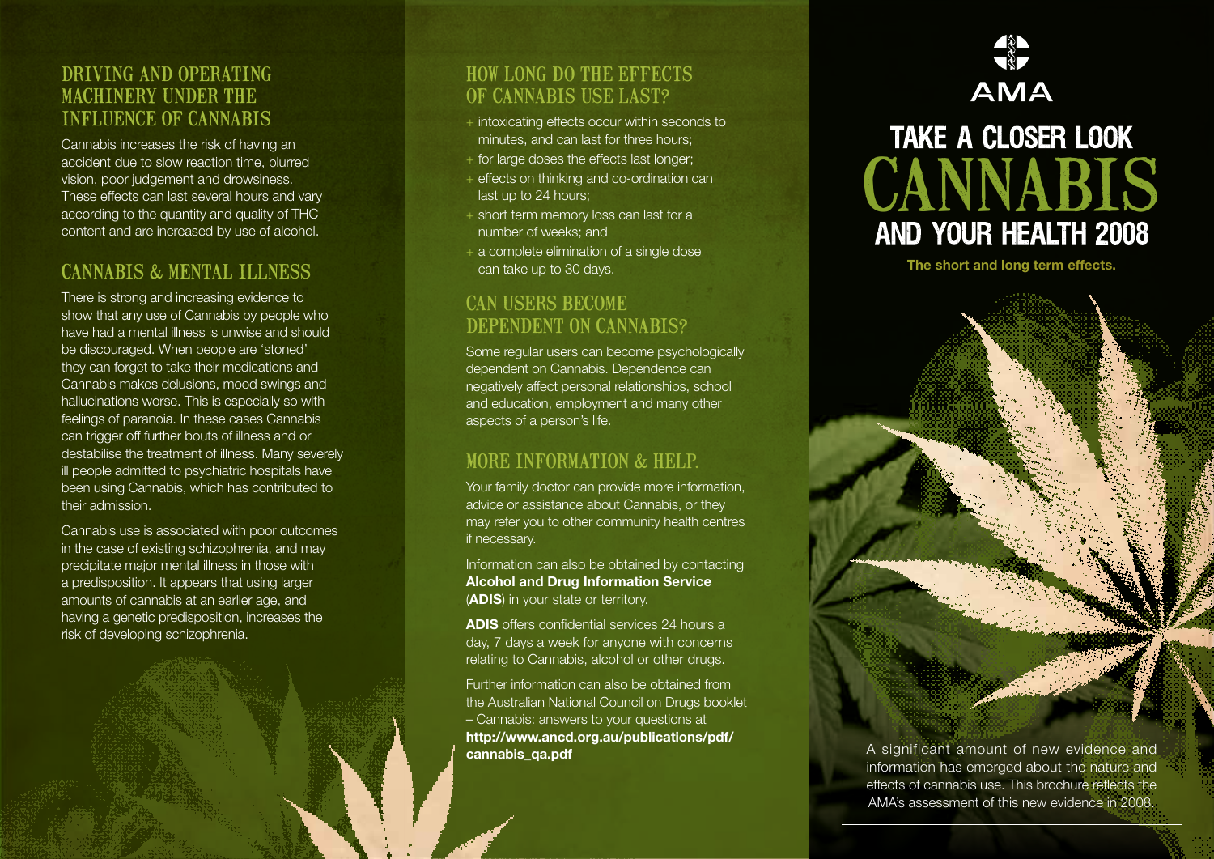## DRIVING AND OPERATING MACHINERY UNDER THE INFLUENCE OF CANNABIS

Cannabis increases the risk of having an accident due to slow reaction time, blurred vision, poor judgement and drowsiness. These effects can last several hours and vary according to the quantity and quality of THC content and are increased by use of alcohol.

## CANNABIS & MENTAL ILLNESS

There is strong and increasing evidence to show that any use of Cannabis by people who have had a mental illness is unwise and should be discouraged. When people are 'stoned' they can forget to take their medications and Cannabis makes delusions, mood swings and hallucinations worse. This is especially so with feelings of paranoia. In these cases Cannabis can trigger off further bouts of illness and or destabilise the treatment of illness. Many severely ill people admitted to psychiatric hospitals have been using Cannabis, which has contributed to their admission.

Cannabis use is associated with poor outcomes in the case of existing schizophrenia, and may precipitate major mental illness in those with a predisposition. It appears that using larger amounts of cannabis at an earlier age, and having a genetic predisposition, increases the risk of developing schizophrenia.

## HOW LONG DO THE EFFECTS OF CANNABIS USE LAST?

+ intoxicating effects occur within seconds to minutes, and can last for three hours;
+ for large doses the effects last longer;
+ effects on thinking and co-ordination can last up to 24 hours;
+ short term memory loss can last for a number of weeks; and
+ a complete elimination of a single dose can take up to 30 days.

## CAN USERS BECOME DEPENDENT ON CANNABIS?

Some regular users can become psychologically dependent on Cannabis. Dependence can negatively affect personal relationships, school and education, employment and many other aspects of a person's life.

## MORE INFORMATION & HELP.

Your family doctor can provide more information, advice or assistance about Cannabis, or they may refer you to other community health centres if necessary.

Information can also be obtained by contacting **Alcohol and Drug Information Service** (**ADIS**) in your state or territory.

**ADIS** offers confidential services 24 hours a day, 7 days a week for anyone with concerns relating to Cannabis, alcohol or other drugs.

Further information can also be obtained from the Australian National Council on Drugs booklet – Cannabis: answers to your questions at **http://www.ancd.org.au/publications/pdf/cannabis_qa.pdf**

AMA

# TAKE A CLOSER LOOK CANNABIS AND YOUR HEALTH 2008

**The short and long term effects.**

A significant amount of new evidence and information has emerged about the nature and effects of cannabis use. This brochure reflects the AMA's assessment of this new evidence in 2008.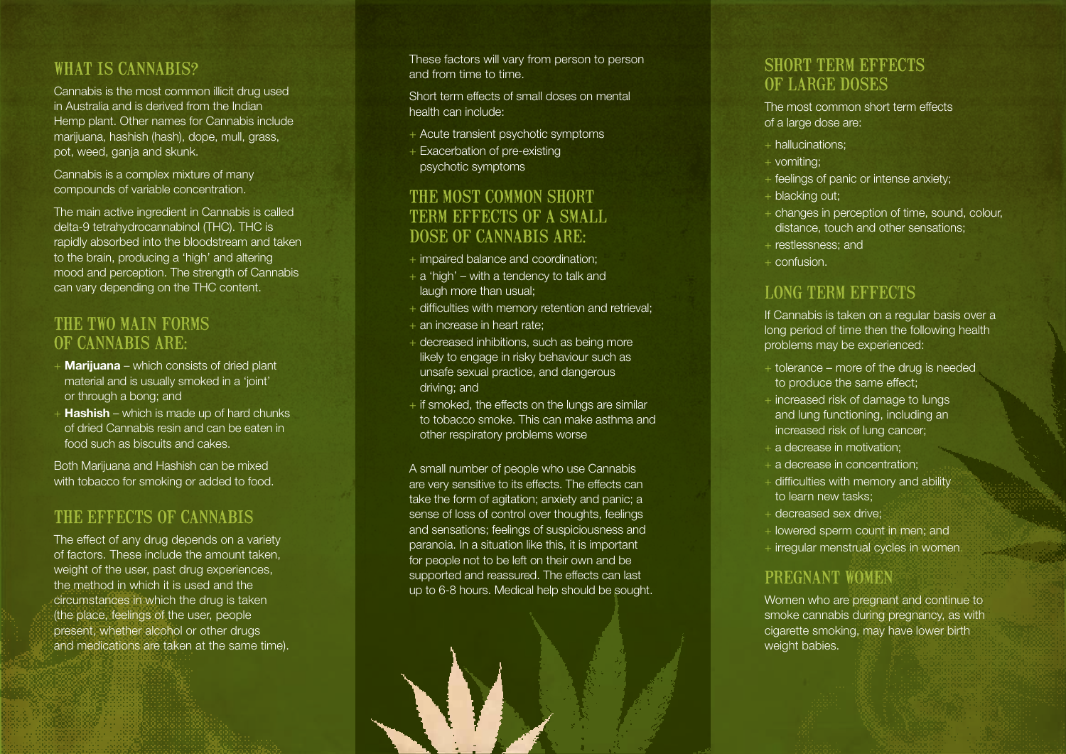## WHAT IS CANNABIS?

Cannabis is the most common illicit drug used in Australia and is derived from the Indian Hemp plant. Other names for Cannabis include marijuana, hashish (hash), dope, mull, grass, pot, weed, ganja and skunk.

Cannabis is a complex mixture of many compounds of variable concentration.

The main active ingredient in Cannabis is called delta-9 tetrahydrocannabinol (THC). THC is rapidly absorbed into the bloodstream and taken to the brain, producing a 'high' and altering mood and perception. The strength of Cannabis can vary depending on the THC content.

## THE TWO MAIN FORMS OF CANNABIS ARE:

- **Marijuana** – which consists of dried plant material and is usually smoked in a 'joint' or through a bong; and
- **Hashish** – which is made up of hard chunks of dried Cannabis resin and can be eaten in food such as biscuits and cakes.

Both Marijuana and Hashish can be mixed with tobacco for smoking or added to food.

## THE EFFECTS OF CANNABIS

The effect of any drug depends on a variety of factors. These include the amount taken, weight of the user, past drug experiences, the method in which it is used and the circumstances in which the drug is taken (the place, feelings of the user, people present, whether alcohol or other drugs and medications are taken at the same time).

These factors will vary from person to person and from time to time.

Short term effects of small doses on mental health can include:

- Acute transient psychotic symptoms
- Exacerbation of pre-existing psychotic symptoms

## THE MOST COMMON SHORT TERM EFFECTS OF A SMALL DOSE OF CANNABIS ARE:

- impaired balance and coordination;
- a 'high' – with a tendency to talk and laugh more than usual;
- difficulties with memory retention and retrieval;
- an increase in heart rate;
- decreased inhibitions, such as being more likely to engage in risky behaviour such as unsafe sexual practice, and dangerous driving; and
- if smoked, the effects on the lungs are similar to tobacco smoke. This can make asthma and other respiratory problems worse

A small number of people who use Cannabis are very sensitive to its effects. The effects can take the form of agitation; anxiety and panic; a sense of loss of control over thoughts, feelings and sensations; feelings of suspiciousness and paranoia. In a situation like this, it is important for people not to be left on their own and be supported and reassured. The effects can last up to 6-8 hours. Medical help should be sought.

## SHORT TERM EFFECTS OF LARGE DOSES

The most common short term effects of a large dose are:

- hallucinations;
- vomiting;
- feelings of panic or intense anxiety;
- blacking out;
- changes in perception of time, sound, colour, distance, touch and other sensations;
- restlessness; and
- confusion.

## LONG TERM EFFECTS

If Cannabis is taken on a regular basis over a long period of time then the following health problems may be experienced:

- tolerance – more of the drug is needed to produce the same effect;
- increased risk of damage to lungs and lung functioning, including an increased risk of lung cancer;
- a decrease in motivation;
- a decrease in concentration;
- difficulties with memory and ability to learn new tasks;
- decreased sex drive;
- lowered sperm count in men; and
- irregular menstrual cycles in women.

## PREGNANT WOMEN

Women who are pregnant and continue to smoke cannabis during pregnancy, as with cigarette smoking, may have lower birth weight babies.